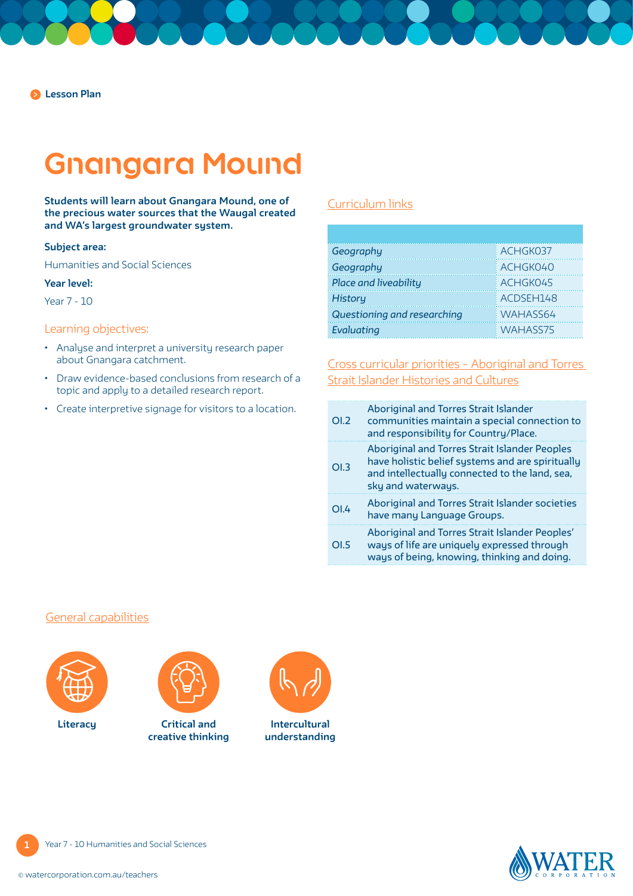Lesson Plan

# Gnangara Mound

**Students will learn about Gnangara Mound, one of the precious water sources that the Waugal created and WA's largest groundwater system.**

**Subject area:**

Humanities and Social Sciences

**Year level:**

Year 7 - 10

## Learning objectives:

- Analyse and interpret a university research paper about Gnangara catchment.
- Draw evidence-based conclusions from research of a topic and apply to a detailed research report.
- Create interpretive signage for visitors to a location.

## Curriculum links

| | |
|---|---|
| *Geography* | ACHGK037 |
| *Geography* | ACHGK040 |
| *Place and liveability* | ACHGK045 |
| *History* | ACDSEH148 |
| *Questioning and researching* | WAHASS64 |
| *Evaluating* | WAHASS75 |

## Cross curricular priorities – Aboriginal and Torres Strait Islander Histories and Cultures

| | |
|---|---|
| OI.2 | Aboriginal and Torres Strait Islander communities maintain a special connection to and responsibility for Country/Place. |
| OI.3 | Aboriginal and Torres Strait Islander Peoples have holistic belief systems and are spiritually and intellectually connected to the land, sea, sky and waterways. |
| OI.4 | Aboriginal and Torres Strait Islander societies have many Language Groups. |
| OI.5 | Aboriginal and Torres Strait Islander Peoples' ways of life are uniquely expressed through ways of being, knowing, thinking and doing. |

## General capabilities

- Literacy
- Critical and creative thinking
- Intercultural understanding

© watercorporation.com.au/teachers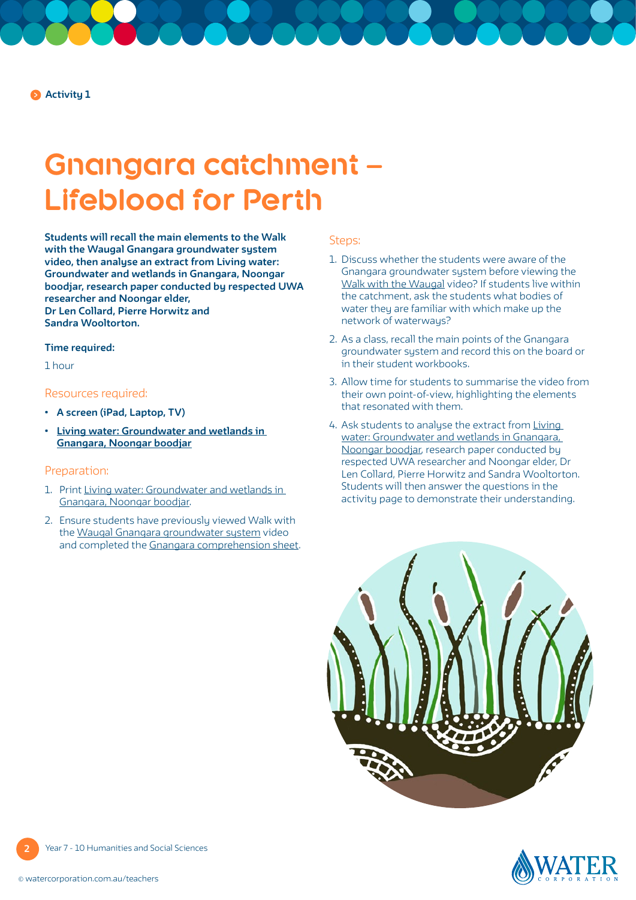Activity 1

# Gnangara catchment – Lifeblood for Perth

**Students will recall the main elements to the Walk with the Waugal Gnangara groundwater system video, then analyse an extract from Living water: Groundwater and wetlands in Gnangara, Noongar boodjar, research paper conducted by respected UWA researcher and Noongar elder, Dr Len Collard, Pierre Horwitz and Sandra Wooltorton.**

**Time required:**

1 hour

## Resources required:

- **A screen (iPad, Laptop, TV)**
- **Living water: Groundwater and wetlands in Gnangara, Noongar boodjar**

## Preparation:

1. Print Living water: Groundwater and wetlands in Gnangara, Noongar boodjar.
2. Ensure students have previously viewed Walk with the Waugal Gnangara groundwater system video and completed the Gnangara comprehension sheet.

## Steps:

1. Discuss whether the students were aware of the Gnangara groundwater system before viewing the Walk with the Waugal video? If students live within the catchment, ask the students what bodies of water they are familiar with which make up the network of waterways?
2. As a class, recall the main points of the Gnangara groundwater system and record this on the board or in their student workbooks.
3. Allow time for students to summarise the video from their own point-of-view, highlighting the elements that resonated with them.
4. Ask students to analyse the extract from Living water: Groundwater and wetlands in Gnangara, Noongar boodjar, research paper conducted by respected UWA researcher and Noongar elder, Dr Len Collard, Pierre Horwitz and Sandra Wooltorton. Students will then answer the questions in the activity page to demonstrate their understanding.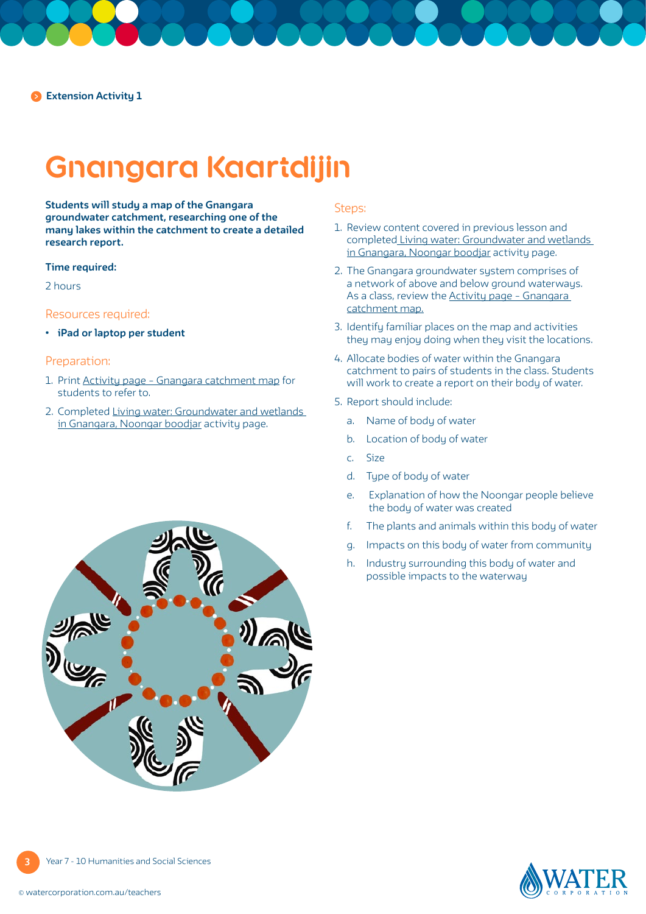Extension Activity 1

# Gnangara Kaartdijin

**Students will study a map of the Gnangara groundwater catchment, researching one of the many lakes within the catchment to create a detailed research report.**

**Time required:**

2 hours

## Resources required:

- **iPad or laptop per student**

## Preparation:

1. Print Activity page - Gnangara catchment map for students to refer to.
2. Completed Living water: Groundwater and wetlands in Gnangara, Noongar boodjar activity page.

## Steps:

1. Review content covered in previous lesson and completed Living water: Groundwater and wetlands in Gnangara, Noongar boodjar activity page.
2. The Gnangara groundwater system comprises of a network of above and below ground waterways. As a class, review the Activity page - Gnangara catchment map.
3. Identify familiar places on the map and activities they may enjoy doing when they visit the locations.
4. Allocate bodies of water within the Gnangara catchment to pairs of students in the class. Students will work to create a report on their body of water.
5. Report should include:
   a. Name of body of water
   b. Location of body of water
   c. Size
   d. Type of body of water
   e. Explanation of how the Noongar people believe the body of water was created
   f. The plants and animals within this body of water
   g. Impacts on this body of water from community
   h. Industry surrounding this body of water and possible impacts to the waterway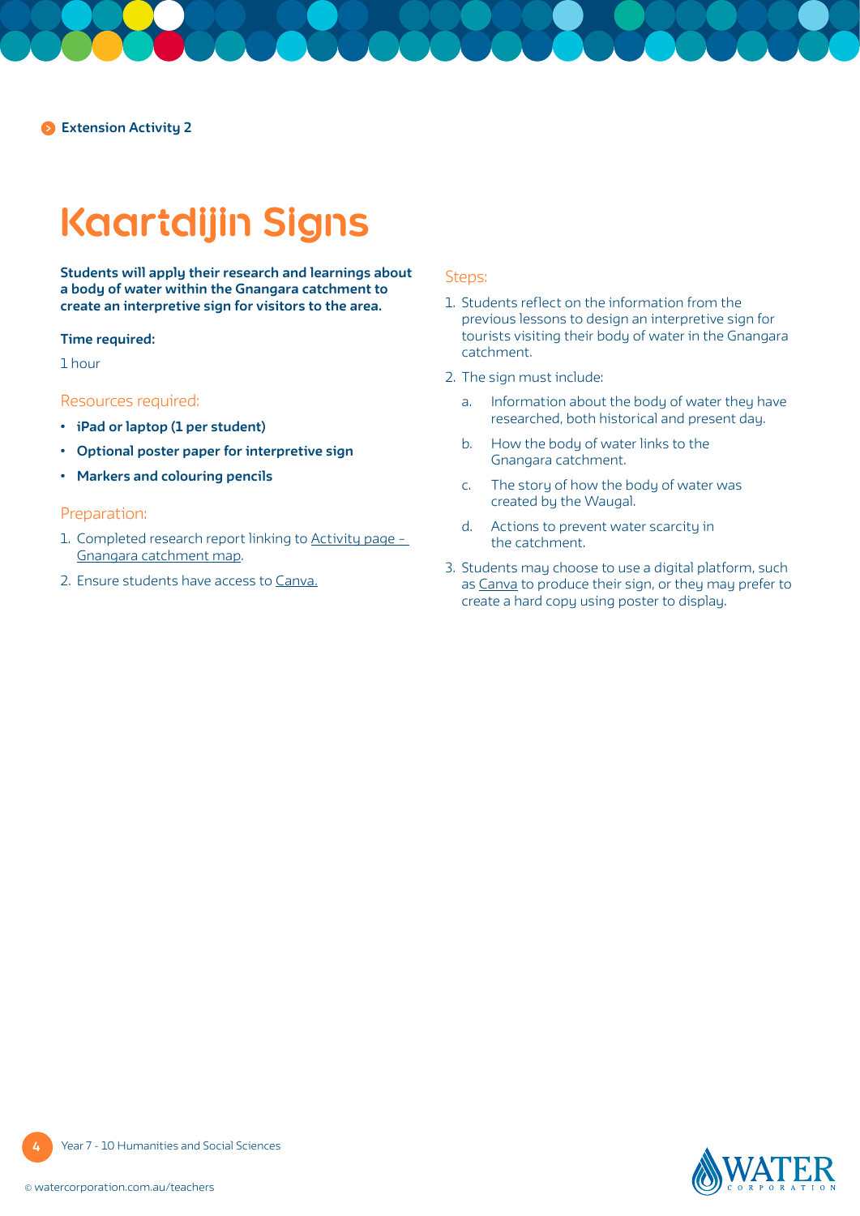Extension Activity 2

# Kaartdijin Signs

**Students will apply their research and learnings about a body of water within the Gnangara catchment to create an interpretive sign for visitors to the area.**

**Time required:**

1 hour

## Resources required:

- **iPad or laptop (1 per student)**
- **Optional poster paper for interpretive sign**
- **Markers and colouring pencils**

## Preparation:

1. Completed research report linking to Activity page - Gnangara catchment map.
2. Ensure students have access to Canva.

## Steps:

1. Students reflect on the information from the previous lessons to design an interpretive sign for tourists visiting their body of water in the Gnangara catchment.
2. The sign must include:
   a. Information about the body of water they have researched, both historical and present day.
   b. How the body of water links to the Gnangara catchment.
   c. The story of how the body of water was created by the Waugal.
   d. Actions to prevent water scarcity in the catchment.
3. Students may choose to use a digital platform, such as Canva to produce their sign, or they may prefer to create a hard copy using poster to display.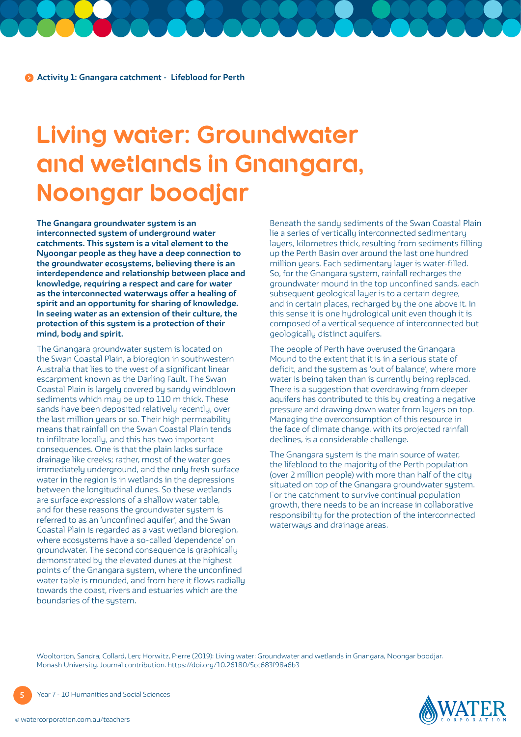Activity 1: Gnangara catchment - Lifeblood for Perth

# Living water: Groundwater and wetlands in Gnangara, Noongar boodjar

**The Gnangara groundwater system is an interconnected system of underground water catchments. This system is a vital element to the Nyoongar people as they have a deep connection to the groundwater ecosystems, believing there is an interdependence and relationship between place and knowledge, requiring a respect and care for water as the interconnected waterways offer a healing of spirit and an opportunity for sharing of knowledge. In seeing water as an extension of their culture, the protection of this system is a protection of their mind, body and spirit.**

The Gnangara groundwater system is located on the Swan Coastal Plain, a bioregion in southwestern Australia that lies to the west of a significant linear escarpment known as the Darling Fault. The Swan Coastal Plain is largely covered by sandy windblown sediments which may be up to 110 m thick. These sands have been deposited relatively recently, over the last million years or so. Their high permeability means that rainfall on the Swan Coastal Plain tends to infiltrate locally, and this has two important consequences. One is that the plain lacks surface drainage like creeks; rather, most of the water goes immediately underground, and the only fresh surface water in the region is in wetlands in the depressions between the longitudinal dunes. So these wetlands are surface expressions of a shallow water table, and for these reasons the groundwater system is referred to as an 'unconfined aquifer', and the Swan Coastal Plain is regarded as a vast wetland bioregion, where ecosystems have a so-called 'dependence' on groundwater. The second consequence is graphically demonstrated by the elevated dunes at the highest points of the Gnangara system, where the unconfined water table is mounded, and from here it flows radially towards the coast, rivers and estuaries which are the boundaries of the system.

Beneath the sandy sediments of the Swan Coastal Plain lie a series of vertically interconnected sedimentary layers, kilometres thick, resulting from sediments filling up the Perth Basin over around the last one hundred million years. Each sedimentary layer is water-filled. So, for the Gnangara system, rainfall recharges the groundwater mound in the top unconfined sands, each subsequent geological layer is to a certain degree, and in certain places, recharged by the one above it. In this sense it is one hydrological unit even though it is composed of a vertical sequence of interconnected but geologically distinct aquifers.

The people of Perth have overused the Gnangara Mound to the extent that it is in a serious state of deficit, and the system as 'out of balance', where more water is being taken than is currently being replaced. There is a suggestion that overdrawing from deeper aquifers has contributed to this by creating a negative pressure and drawing down water from layers on top. Managing the overconsumption of this resource in the face of climate change, with its projected rainfall declines, is a considerable challenge.

The Gnangara system is the main source of water, the lifeblood to the majority of the Perth population (over 2 million people) with more than half of the city situated on top of the Gnangara groundwater system. For the catchment to survive continual population growth, there needs to be an increase in collaborative responsibility for the protection of the interconnected waterways and drainage areas.

Wooltorton, Sandra; Collard, Len; Horwitz, Pierre (2019): Living water: Groundwater and wetlands in Gnangara, Noongar boodjar. Monash University. Journal contribution. https://doi.org/10.26180/5cc683f98a6b3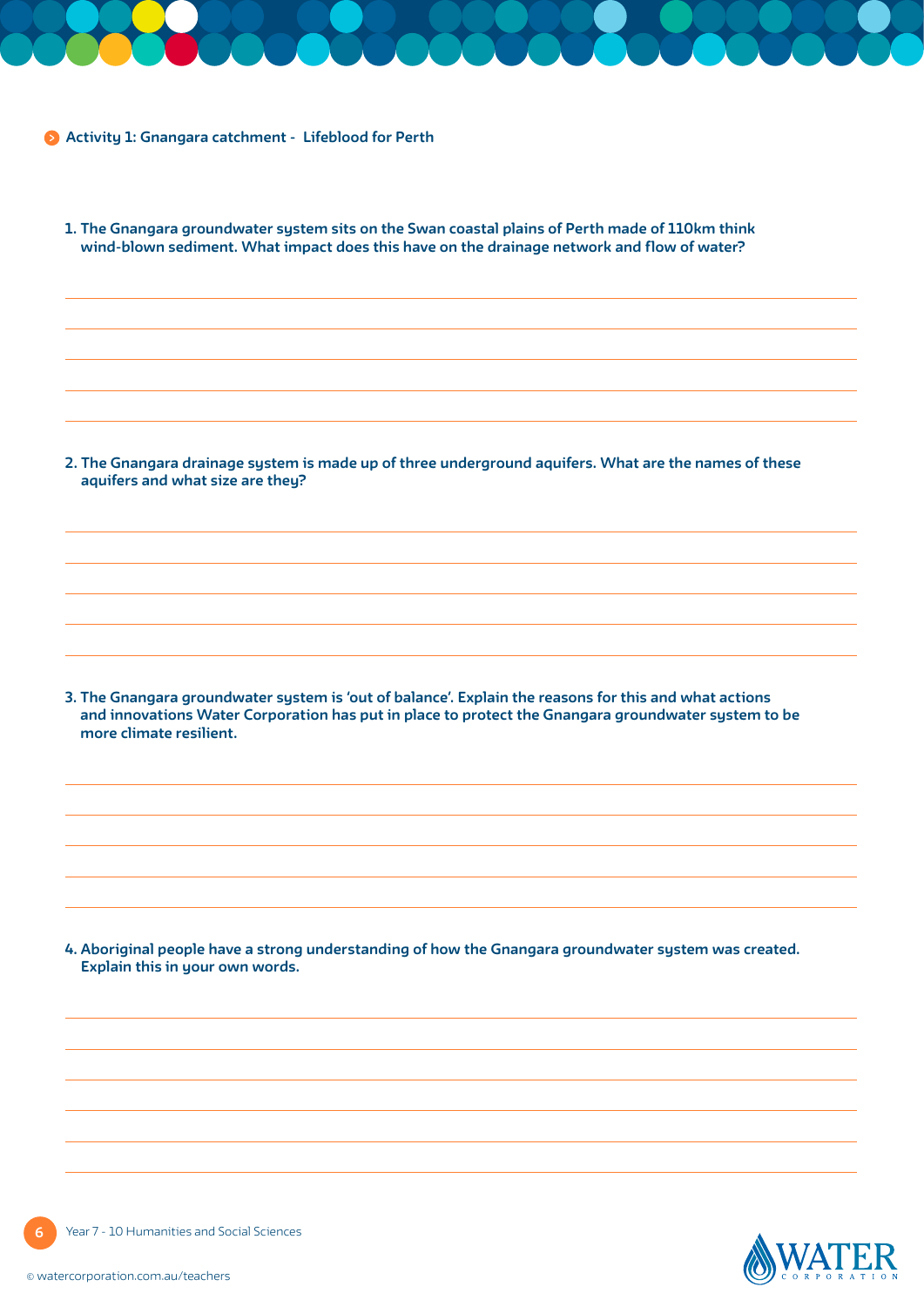## Activity 1: Gnangara catchment - Lifeblood for Perth

1. The Gnangara groundwater system sits on the Swan coastal plains of Perth made of 110km think wind-blown sediment. What impact does this have on the drainage network and flow of water?

2. The Gnangara drainage system is made up of three underground aquifers. What are the names of these aquifers and what size are they?

3. The Gnangara groundwater system is 'out of balance'. Explain the reasons for this and what actions and innovations Water Corporation has put in place to protect the Gnangara groundwater system to be more climate resilient.

4. Aboriginal people have a strong understanding of how the Gnangara groundwater system was created. Explain this in your own words.

Year 7 - 10 Humanities and Social Sciences

© watercorporation.com.au/teachers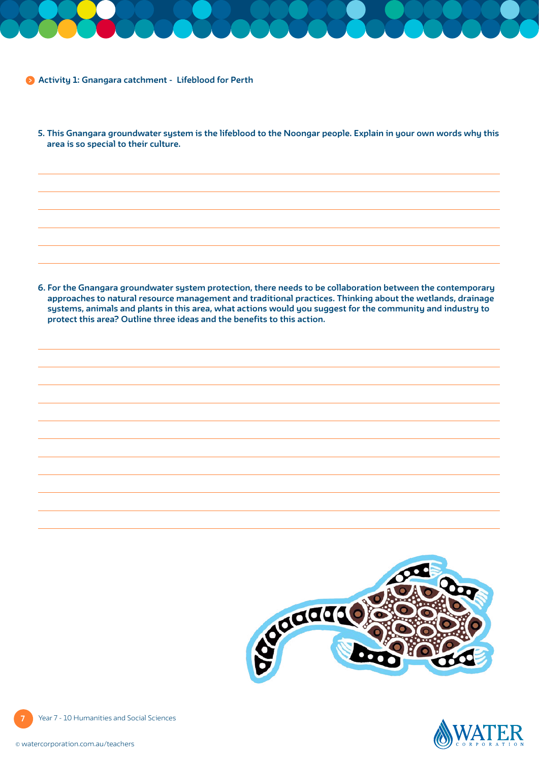## Activity 1: Gnangara catchment - Lifeblood for Perth

**5. This Gnangara groundwater system is the lifeblood to the Noongar people. Explain in your own words why this area is so special to their culture.**

**6. For the Gnangara groundwater system protection, there needs to be collaboration between the contemporary approaches to natural resource management and traditional practices. Thinking about the wetlands, drainage systems, animals and plants in this area, what actions would you suggest for the community and industry to protect this area? Outline three ideas and the benefits to this action.**

Year 7 - 10 Humanities and Social Sciences

© watercorporation.com.au/teachers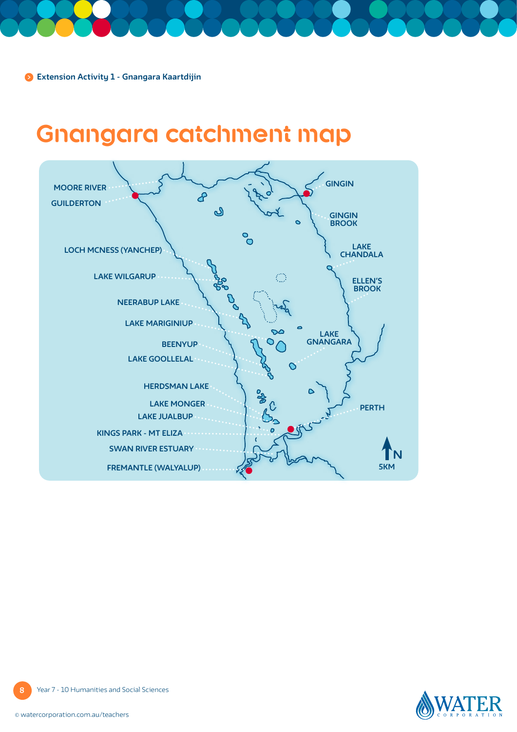Extension Activity 1 - Gnangara Kaartdijin

# Gnangara catchment map

MOORE RIVER

GUILDERTON

GINGIN

GINGIN BROOK

LOCH MCNESS (YANCHEP)

LAKE CHANDALA

LAKE WILGARUP

ELLEN'S BROOK

NEERABUP LAKE

LAKE MARIGINIUP

LAKE GNANGARA

BEENYUP

LAKE GOOLLELAL

HERDSMAN LAKE

PERTH

LAKE MONGER

LAKE JUALBUP

KINGS PARK - MT ELIZA

SWAN RIVER ESTUARY

N

5KM

FREMANTLE (WALYALUP)

Year 7 - 10 Humanities and Social Sciences

© watercorporation.com.au/teachers